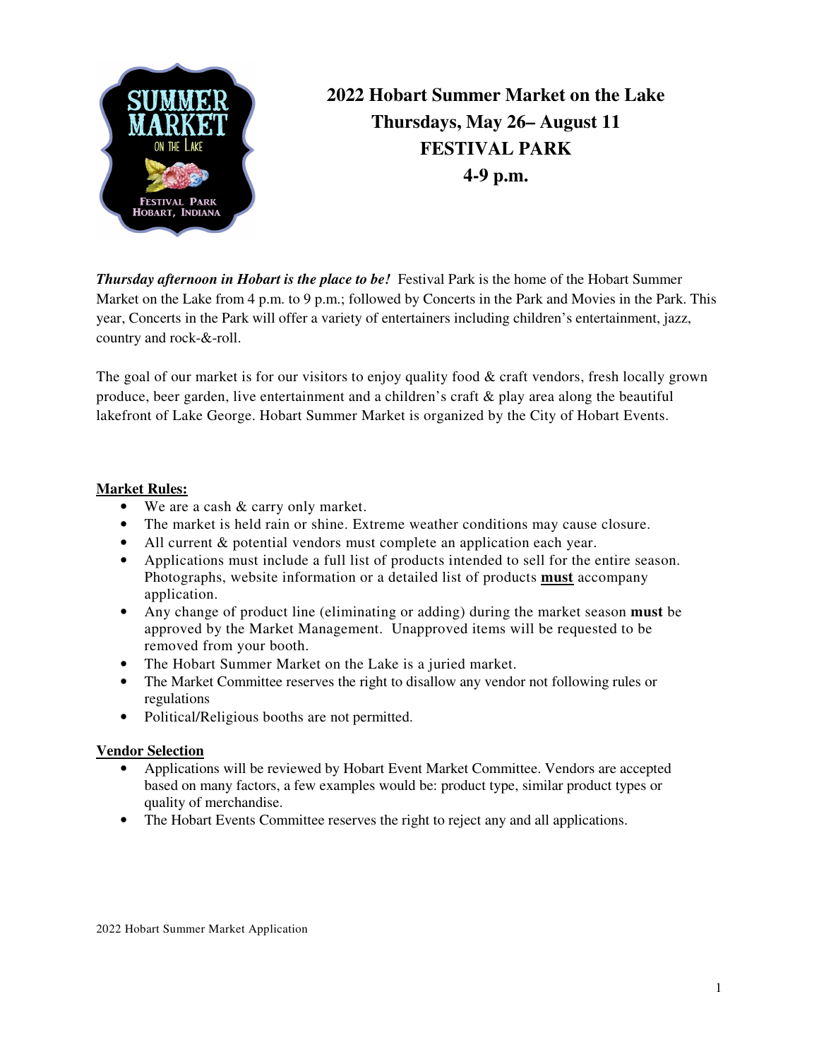# 2022 Hobart Summer Market on the Lake
## Thursdays, May 26– August 11
## FESTIVAL PARK
## 4-9 p.m.

***Thursday afternoon in Hobart is the place to be!*** Festival Park is the home of the Hobart Summer Market on the Lake from 4 p.m. to 9 p.m.; followed by Concerts in the Park and Movies in the Park. This year, Concerts in the Park will offer a variety of entertainers including children's entertainment, jazz, country and rock-&-roll.

The goal of our market is for our visitors to enjoy quality food & craft vendors, fresh locally grown produce, beer garden, live entertainment and a children's craft & play area along the beautiful lakefront of Lake George. Hobart Summer Market is organized by the City of Hobart Events.

**Market Rules:**

- We are a cash & carry only market.
- The market is held rain or shine. Extreme weather conditions may cause closure.
- All current & potential vendors must complete an application each year.
- Applications must include a full list of products intended to sell for the entire season. Photographs, website information or a detailed list of products **must** accompany application.
- Any change of product line (eliminating or adding) during the market season **must** be approved by the Market Management. Unapproved items will be requested to be removed from your booth.
- The Hobart Summer Market on the Lake is a juried market.
- The Market Committee reserves the right to disallow any vendor not following rules or regulations
- Political/Religious booths are not permitted.

**Vendor Selection**

- Applications will be reviewed by Hobart Event Market Committee. Vendors are accepted based on many factors, a few examples would be: product type, similar product types or quality of merchandise.
- The Hobart Events Committee reserves the right to reject any and all applications.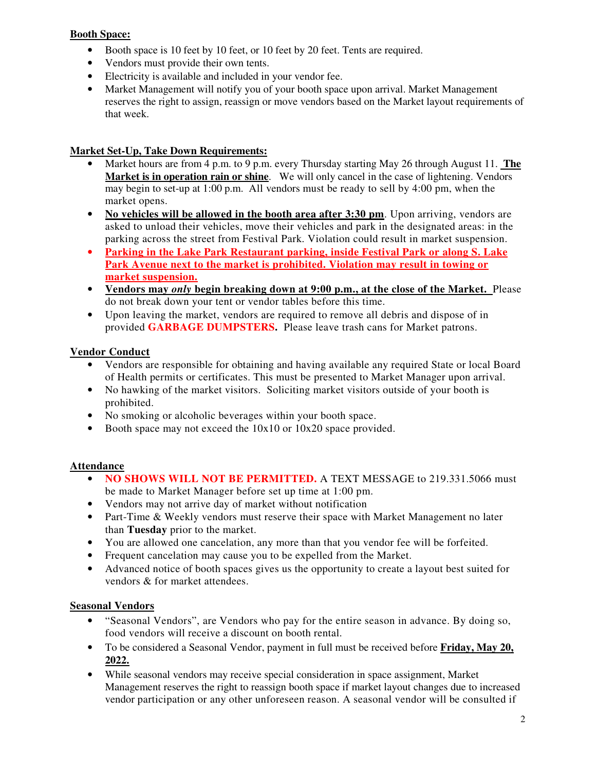**Booth Space:**

- Booth space is 10 feet by 10 feet, or 10 feet by 20 feet. Tents are required.
- Vendors must provide their own tents.
- Electricity is available and included in your vendor fee.
- Market Management will notify you of your booth space upon arrival. Market Management reserves the right to assign, reassign or move vendors based on the Market layout requirements of that week.

**Market Set-Up, Take Down Requirements:**

- Market hours are from 4 p.m. to 9 p.m. every Thursday starting May 26 through August 11. **The Market is in operation rain or shine**. We will only cancel in the case of lightening. Vendors may begin to set-up at 1:00 p.m. All vendors must be ready to sell by 4:00 pm, when the market opens.
- **No vehicles will be allowed in the booth area after 3:30 pm**. Upon arriving, vendors are asked to unload their vehicles, move their vehicles and park in the designated areas: in the parking across the street from Festival Park. Violation could result in market suspension.
- **Parking in the Lake Park Restaurant parking, inside Festival Park or along S. Lake Park Avenue next to the market is prohibited. Violation may result in towing or market suspension.**
- **Vendors may *only* begin breaking down at 9:00 p.m., at the close of the Market.** Please do not break down your tent or vendor tables before this time.
- Upon leaving the market, vendors are required to remove all debris and dispose of in provided **GARBAGE DUMPSTERS.** Please leave trash cans for Market patrons.

**Vendor Conduct**

- Vendors are responsible for obtaining and having available any required State or local Board of Health permits or certificates. This must be presented to Market Manager upon arrival.
- No hawking of the market visitors. Soliciting market visitors outside of your booth is prohibited.
- No smoking or alcoholic beverages within your booth space.
- Booth space may not exceed the 10x10 or 10x20 space provided.

**Attendance**

- **NO SHOWS WILL NOT BE PERMITTED.** A TEXT MESSAGE to 219.331.5066 must be made to Market Manager before set up time at 1:00 pm.
- Vendors may not arrive day of market without notification
- Part-Time & Weekly vendors must reserve their space with Market Management no later than **Tuesday** prior to the market.
- You are allowed one cancelation, any more than that you vendor fee will be forfeited.
- Frequent cancelation may cause you to be expelled from the Market.
- Advanced notice of booth spaces gives us the opportunity to create a layout best suited for vendors & for market attendees.

**Seasonal Vendors**

- "Seasonal Vendors", are Vendors who pay for the entire season in advance. By doing so, food vendors will receive a discount on booth rental.
- To be considered a Seasonal Vendor, payment in full must be received before **Friday, May 20, 2022.**
- While seasonal vendors may receive special consideration in space assignment, Market Management reserves the right to reassign booth space if market layout changes due to increased vendor participation or any other unforeseen reason. A seasonal vendor will be consulted if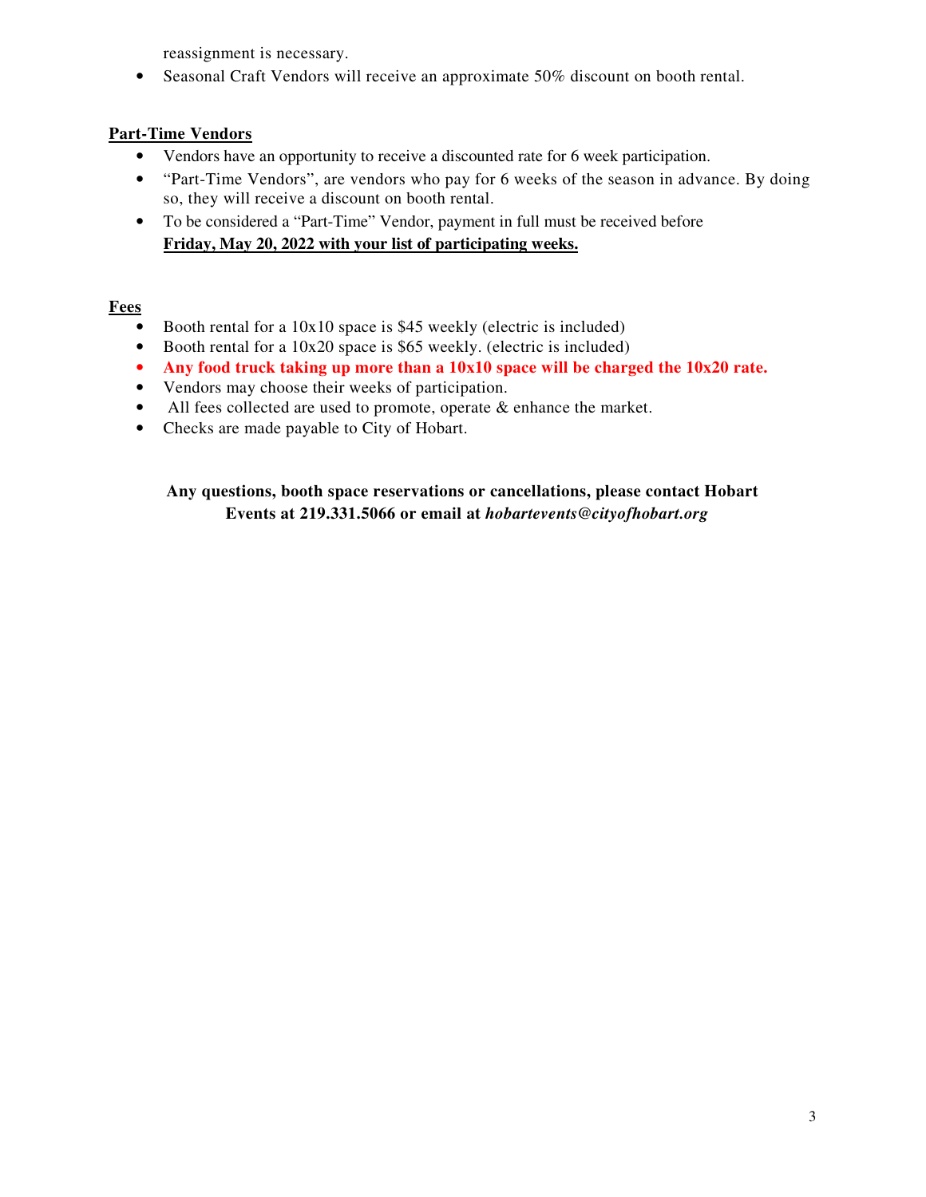reassignment is necessary.

- Seasonal Craft Vendors will receive an approximate 50% discount on booth rental.

## Part-Time Vendors

- Vendors have an opportunity to receive a discounted rate for 6 week participation.
- "Part-Time Vendors", are vendors who pay for 6 weeks of the season in advance. By doing so, they will receive a discount on booth rental.
- To be considered a "Part-Time" Vendor, payment in full must be received before **Friday, May 20, 2022 with your list of participating weeks.**

## Fees

- Booth rental for a 10x10 space is $45 weekly (electric is included)
- Booth rental for a 10x20 space is $65 weekly. (electric is included)
- **Any food truck taking up more than a 10x10 space will be charged the 10x20 rate.**
- Vendors may choose their weeks of participation.
- All fees collected are used to promote, operate & enhance the market.
- Checks are made payable to City of Hobart.

**Any questions, booth space reservations or cancellations, please contact Hobart Events at 219.331.5066 or email at *hobartevents@cityofhobart.org***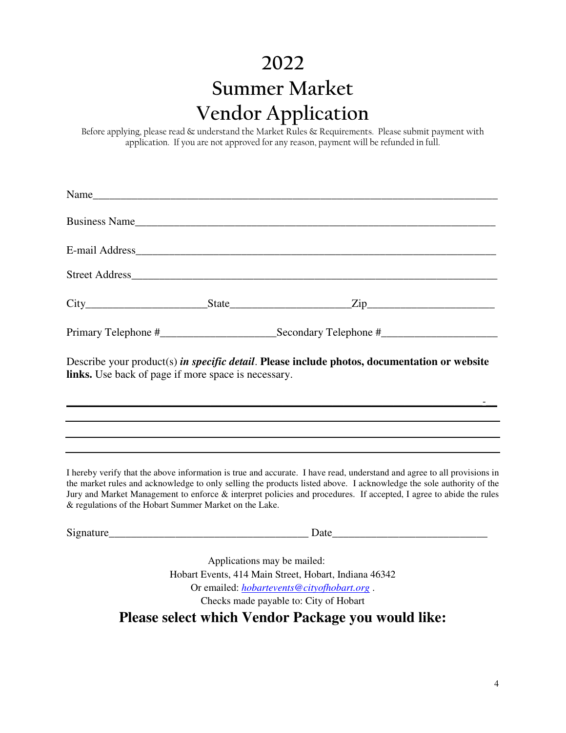# 2022
# Summer Market
# Vendor Application

Before applying, please read & understand the Market Rules & Requirements. Please submit payment with application. If you are not approved for any reason, payment will be refunded in full.

Name\_\_\_\_\_\_\_\_\_\_\_\_\_\_\_\_\_\_\_\_\_\_\_\_\_\_\_\_\_\_\_\_\_\_\_\_\_\_\_\_\_\_\_\_\_\_\_\_\_\_\_\_\_\_\_\_\_\_\_\_\_\_\_\_\_\_\_\_\_\_\_\_

Business Name\_\_\_\_\_\_\_\_\_\_\_\_\_\_\_\_\_\_\_\_\_\_\_\_\_\_\_\_\_\_\_\_\_\_\_\_\_\_\_\_\_\_\_\_\_\_\_\_\_\_\_\_\_\_\_\_\_\_\_\_\_\_\_

E-mail Address\_\_\_\_\_\_\_\_\_\_\_\_\_\_\_\_\_\_\_\_\_\_\_\_\_\_\_\_\_\_\_\_\_\_\_\_\_\_\_\_\_\_\_\_\_\_\_\_\_\_\_\_\_\_\_\_\_\_\_\_\_\_\_

Street Address\_\_\_\_\_\_\_\_\_\_\_\_\_\_\_\_\_\_\_\_\_\_\_\_\_\_\_\_\_\_\_\_\_\_\_\_\_\_\_\_\_\_\_\_\_\_\_\_\_\_\_\_\_\_\_\_\_\_\_\_\_\_\_\_

City\_\_\_\_\_\_\_\_\_\_\_\_\_\_\_\_\_\_\_\_\_\_State\_\_\_\_\_\_\_\_\_\_\_\_\_\_\_\_\_\_\_\_\_\_Zip\_\_\_\_\_\_\_\_\_\_\_\_\_\_\_\_\_\_\_\_\_\_\_

Primary Telephone #\_\_\_\_\_\_\_\_\_\_\_\_\_\_\_\_\_\_\_\_\_Secondary Telephone #\_\_\_\_\_\_\_\_\_\_\_\_\_\_\_\_\_\_\_\_\_

Describe your product(s) ***in specific detail***. **Please include photos, documentation or website links.** Use back of page if more space is necessary.

\_\_\_\_\_\_\_\_\_\_\_\_\_\_\_\_\_\_\_\_\_\_\_\_\_\_\_\_\_\_\_\_\_\_\_\_\_\_\_\_\_\_\_\_\_\_\_\_\_\_\_\_\_\_\_\_\_\_\_\_\_\_\_\_\_\_\_\_\_\_\_\_\_\_\_\_

\_\_\_\_\_\_\_\_\_\_\_\_\_\_\_\_\_\_\_\_\_\_\_\_\_\_\_\_\_\_\_\_\_\_\_\_\_\_\_\_\_\_\_\_\_\_\_\_\_\_\_\_\_\_\_\_\_\_\_\_\_\_\_\_\_\_\_\_\_\_\_\_\_\_\_\_

\_\_\_\_\_\_\_\_\_\_\_\_\_\_\_\_\_\_\_\_\_\_\_\_\_\_\_\_\_\_\_\_\_\_\_\_\_\_\_\_\_\_\_\_\_\_\_\_\_\_\_\_\_\_\_\_\_\_\_\_\_\_\_\_\_\_\_\_\_\_\_\_\_\_\_\_

\_\_\_\_\_\_\_\_\_\_\_\_\_\_\_\_\_\_\_\_\_\_\_\_\_\_\_\_\_\_\_\_\_\_\_\_\_\_\_\_\_\_\_\_\_\_\_\_\_\_\_\_\_\_\_\_\_\_\_\_\_\_\_\_\_\_\_\_\_\_\_\_\_\_\_\_

I hereby verify that the above information is true and accurate. I have read, understand and agree to all provisions in the market rules and acknowledge to only selling the products listed above. I acknowledge the sole authority of the Jury and Market Management to enforce & interpret policies and procedures. If accepted, I agree to abide the rules & regulations of the Hobart Summer Market on the Lake.

Signature\_\_\_\_\_\_\_\_\_\_\_\_\_\_\_\_\_\_\_\_\_\_\_\_\_\_\_\_\_\_\_\_\_\_\_\_\_\_ Date\_\_\_\_\_\_\_\_\_\_\_\_\_\_\_\_\_\_\_\_\_\_\_\_\_\_\_\_\_

Applications may be mailed:
Hobart Events, 414 Main Street, Hobart, Indiana 46342
Or emailed: *hobartevents@cityofhobart.org* .
Checks made payable to: City of Hobart

## Please select which Vendor Package you would like: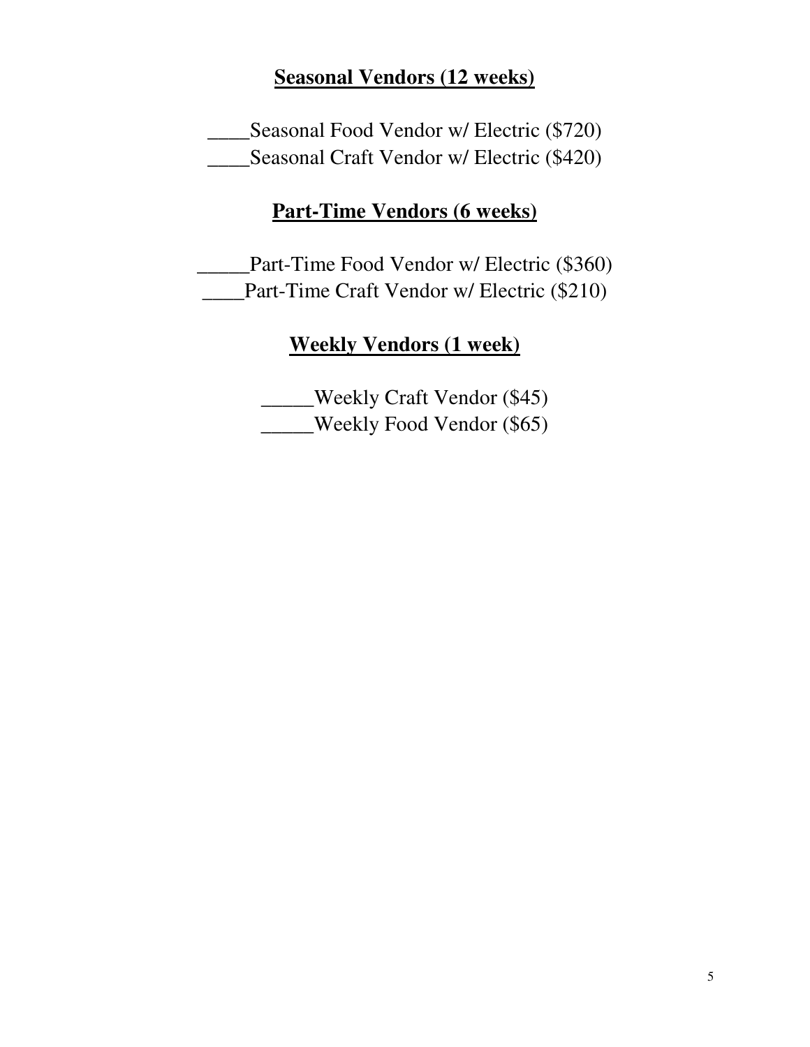## Seasonal Vendors (12 weeks)

____Seasonal Food Vendor w/ Electric ($720)
____Seasonal Craft Vendor w/ Electric ($420)

## Part-Time Vendors (6 weeks)

_____Part-Time Food Vendor w/ Electric ($360)
____Part-Time Craft Vendor w/ Electric ($210)

## Weekly Vendors (1 week)

_____Weekly Craft Vendor ($45)
_____Weekly Food Vendor ($65)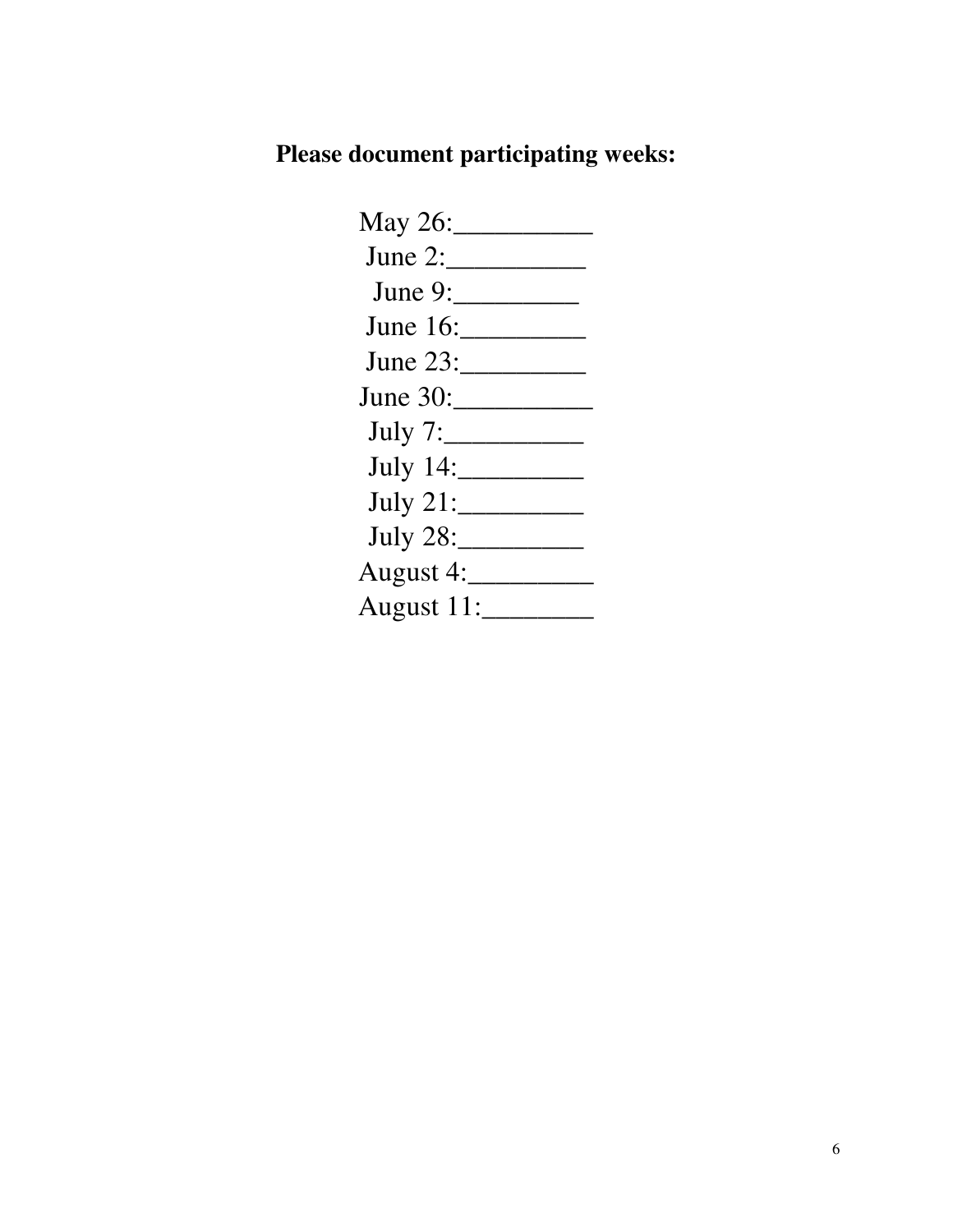**Please document participating weeks:**

May 26:__________
June 2:__________
June 9:_________
June 16:_________
June 23:_________
June 30:__________
July 7:__________
July 14:_________
July 21:_________
July 28:_________
August 4:_________
August 11:________